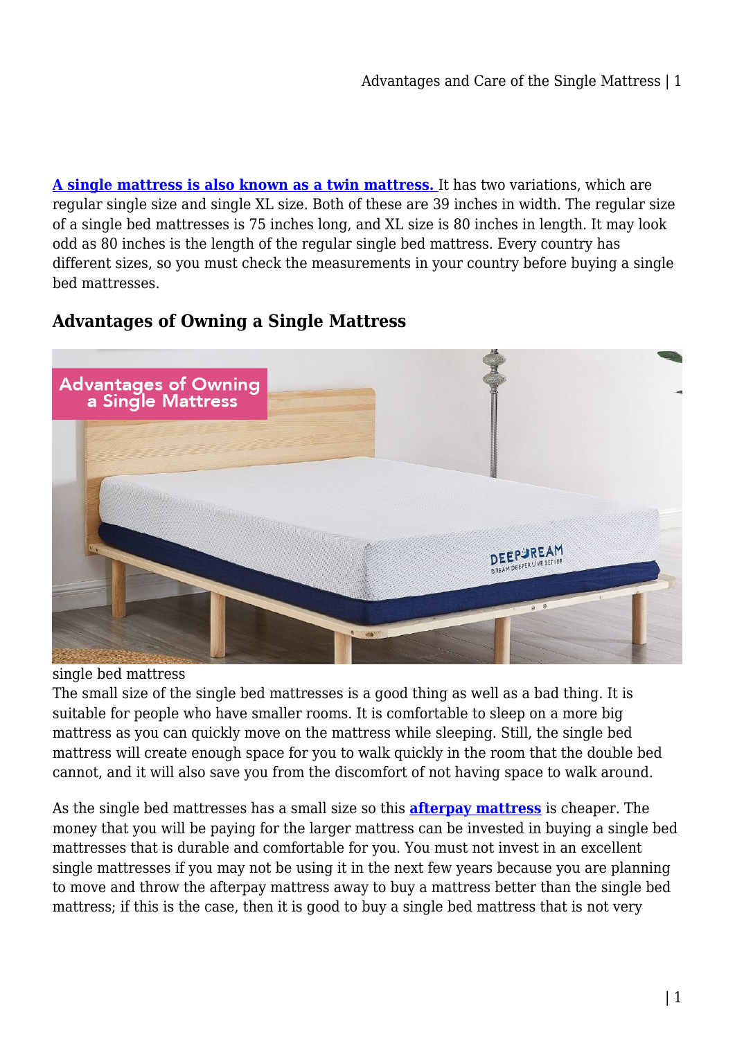**A single mattress is also known as a twin mattress.** It has two variations, which are regular single size and single XL size. Both of these are 39 inches in width. The regular size of a single bed mattresses is 75 inches long, and XL size is 80 inches in length. It may look odd as 80 inches is the length of the regular single bed mattress. Every country has different sizes, so you must check the measurements in your country before buying a single bed mattresses.

## Advantages of Owning a Single Mattress

single bed mattress

The small size of the single bed mattresses is a good thing as well as a bad thing. It is suitable for people who have smaller rooms. It is comfortable to sleep on a more big mattress as you can quickly move on the mattress while sleeping. Still, the single bed mattress will create enough space for you to walk quickly in the room that the double bed cannot, and it will also save you from the discomfort of not having space to walk around.

As the single bed mattresses has a small size so this **afterpay mattress** is cheaper. The money that you will be paying for the larger mattress can be invested in buying a single bed mattresses that is durable and comfortable for you. You must not invest in an excellent single mattresses if you may not be using it in the next few years because you are planning to move and throw the afterpay mattress away to buy a mattress better than the single bed mattress; if this is the case, then it is good to buy a single bed mattress that is not very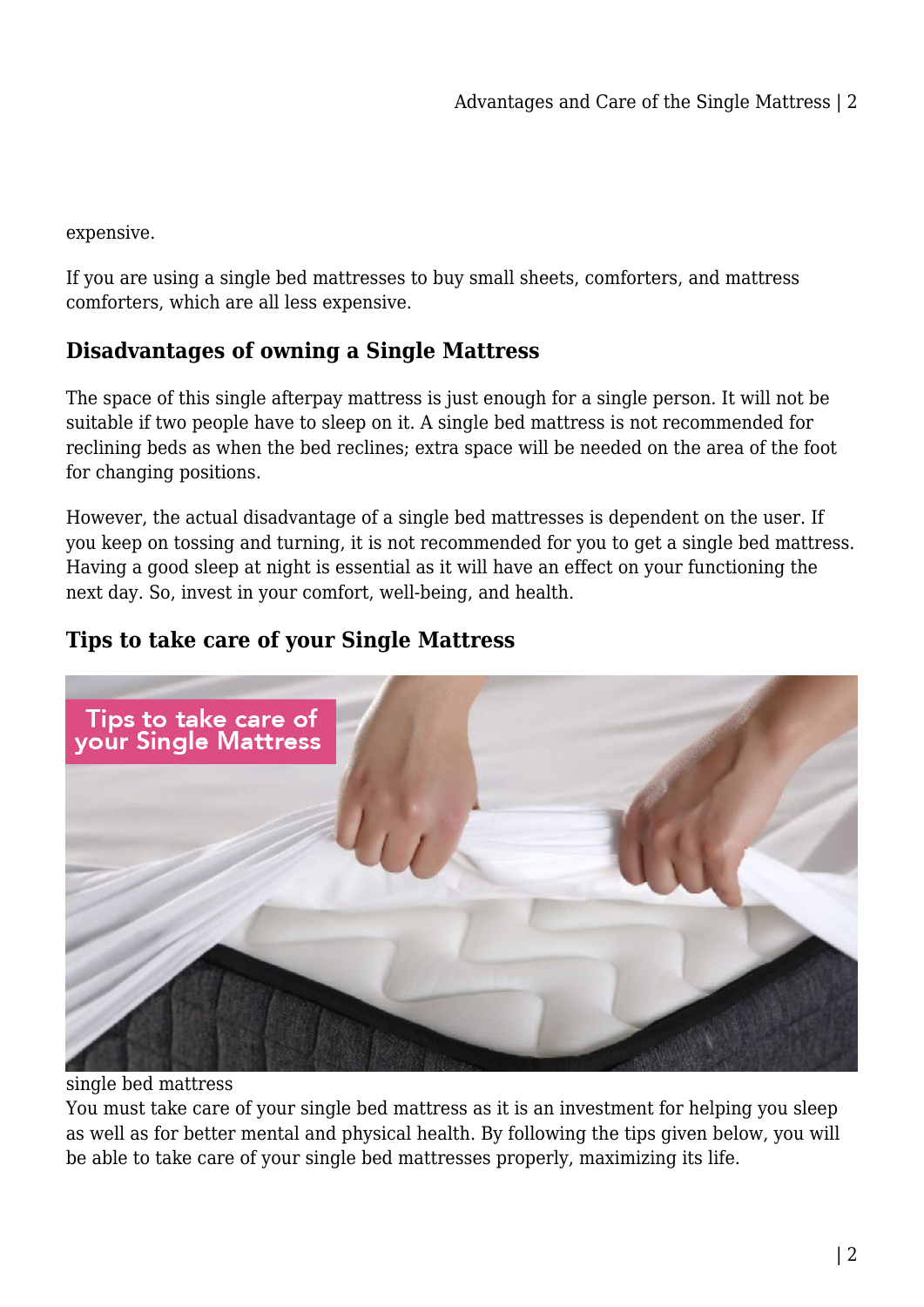expensive.

If you are using a single bed mattresses to buy small sheets, comforters, and mattress comforters, which are all less expensive.

### Disadvantages of owning a Single Mattress

The space of this single afterpay mattress is just enough for a single person. It will not be suitable if two people have to sleep on it. A single bed mattress is not recommended for reclining beds as when the bed reclines; extra space will be needed on the area of the foot for changing positions.

However, the actual disadvantage of a single bed mattresses is dependent on the user. If you keep on tossing and turning, it is not recommended for you to get a single bed mattress. Having a good sleep at night is essential as it will have an effect on your functioning the next day. So, invest in your comfort, well-being, and health.

### Tips to take care of your Single Mattress

single bed mattress

You must take care of your single bed mattress as it is an investment for helping you sleep as well as for better mental and physical health. By following the tips given below, you will be able to take care of your single bed mattresses properly, maximizing its life.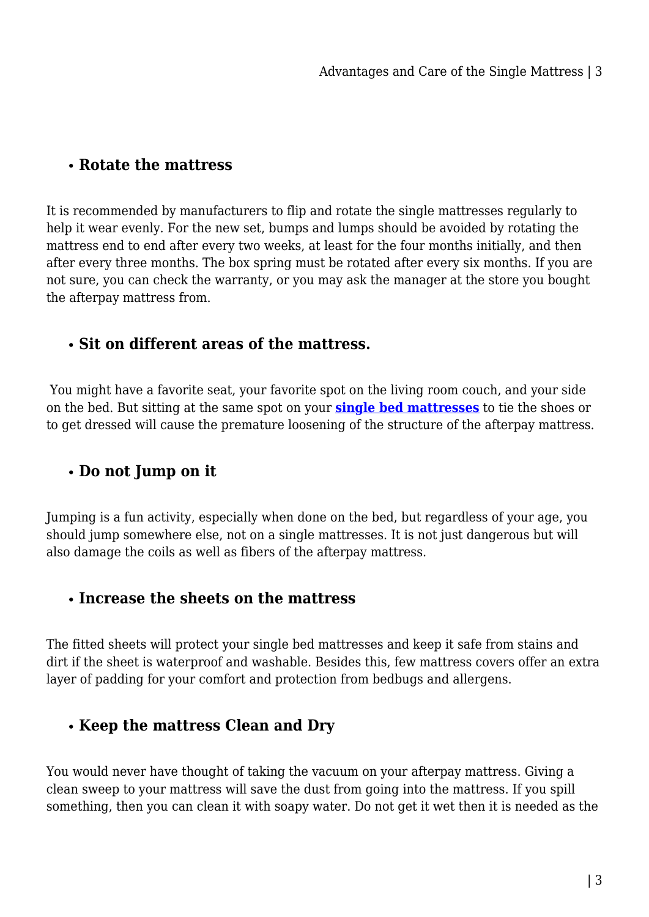- **Rotate the mattress**

It is recommended by manufacturers to flip and rotate the single mattresses regularly to help it wear evenly. For the new set, bumps and lumps should be avoided by rotating the mattress end to end after every two weeks, at least for the four months initially, and then after every three months. The box spring must be rotated after every six months. If you are not sure, you can check the warranty, or you may ask the manager at the store you bought the afterpay mattress from.

- **Sit on different areas of the mattress.**

You might have a favorite seat, your favorite spot on the living room couch, and your side on the bed. But sitting at the same spot on your **single bed mattresses** to tie the shoes or to get dressed will cause the premature loosening of the structure of the afterpay mattress.

- **Do not Jump on it**

Jumping is a fun activity, especially when done on the bed, but regardless of your age, you should jump somewhere else, not on a single mattresses. It is not just dangerous but will also damage the coils as well as fibers of the afterpay mattress.

- **Increase the sheets on the mattress**

The fitted sheets will protect your single bed mattresses and keep it safe from stains and dirt if the sheet is waterproof and washable. Besides this, few mattress covers offer an extra layer of padding for your comfort and protection from bedbugs and allergens.

- **Keep the mattress Clean and Dry**

You would never have thought of taking the vacuum on your afterpay mattress. Giving a clean sweep to your mattress will save the dust from going into the mattress. If you spill something, then you can clean it with soapy water. Do not get it wet then it is needed as the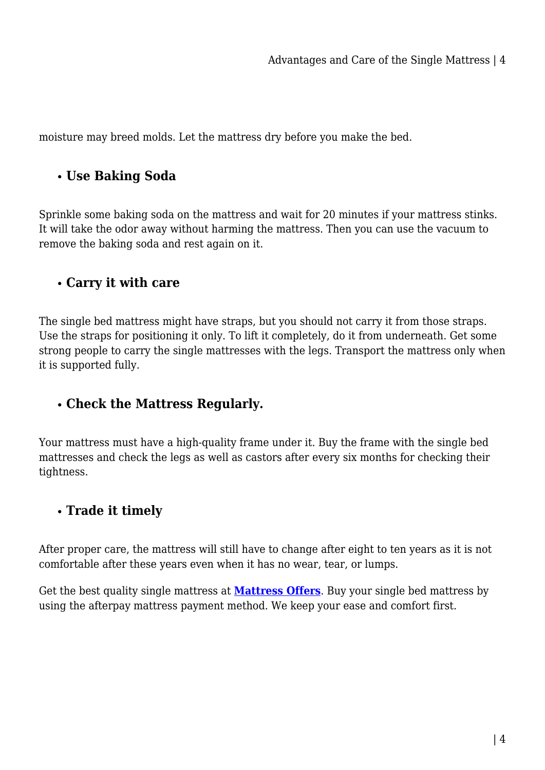moisture may breed molds. Let the mattress dry before you make the bed.

- **Use Baking Soda**

Sprinkle some baking soda on the mattress and wait for 20 minutes if your mattress stinks. It will take the odor away without harming the mattress. Then you can use the vacuum to remove the baking soda and rest again on it.

- **Carry it with care**

The single bed mattress might have straps, but you should not carry it from those straps. Use the straps for positioning it only. To lift it completely, do it from underneath. Get some strong people to carry the single mattresses with the legs. Transport the mattress only when it is supported fully.

- **Check the Mattress Regularly.**

Your mattress must have a high-quality frame under it. Buy the frame with the single bed mattresses and check the legs as well as castors after every six months for checking their tightness.

- **Trade it timely**

After proper care, the mattress will still have to change after eight to ten years as it is not comfortable after these years even when it has no wear, tear, or lumps.

Get the best quality single mattress at **Mattress Offers**. Buy your single bed mattress by using the afterpay mattress payment method. We keep your ease and comfort first.